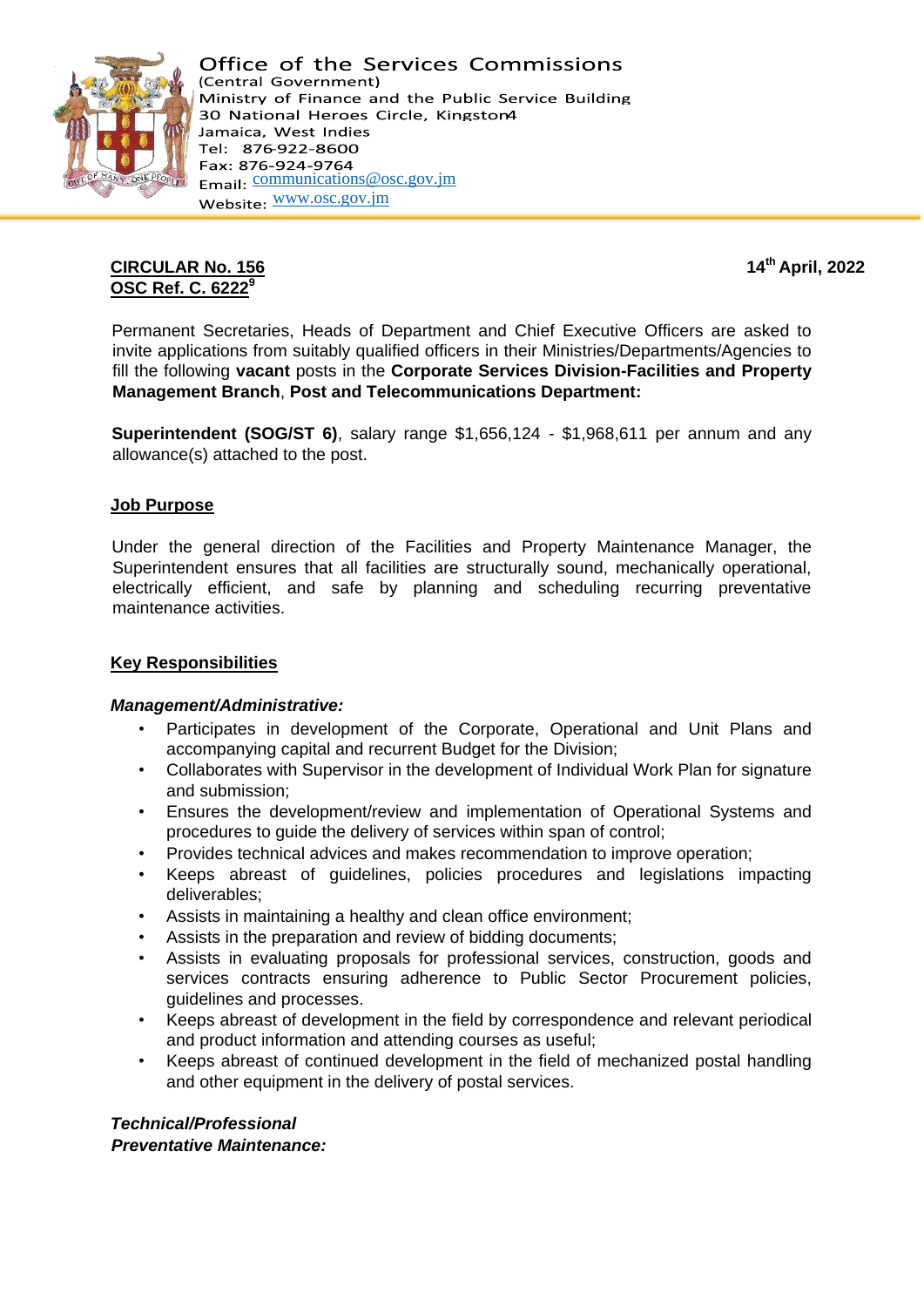Office of the Services Commissions
(Central Government)
Ministry of Finance and the Public Service Building
30 National Heroes Circle, Kingston4
Jamaica, West Indies
Tel: 876-922-8600
Fax: 876-924-9764
Email: communications@osc.gov.jm
Website: www.osc.gov.jm

**CIRCULAR No. 156**
**OSC Ref. C. 6222[9]**

**14th April, 2022**

Permanent Secretaries, Heads of Department and Chief Executive Officers are asked to invite applications from suitably qualified officers in their Ministries/Departments/Agencies to fill the following **vacant** posts in the **Corporate Services Division-Facilities and Property Management Branch**, **Post and Telecommunications Department:**

**Superintendent (SOG/ST 6)**, salary range $1,656,124 - $1,968,611 per annum and any allowance(s) attached to the post.

## Job Purpose

Under the general direction of the Facilities and Property Maintenance Manager, the Superintendent ensures that all facilities are structurally sound, mechanically operational, electrically efficient, and safe by planning and scheduling recurring preventative maintenance activities.

## Key Responsibilities

***Management/Administrative:***

- Participates in development of the Corporate, Operational and Unit Plans and accompanying capital and recurrent Budget for the Division;
- Collaborates with Supervisor in the development of Individual Work Plan for signature and submission;
- Ensures the development/review and implementation of Operational Systems and procedures to guide the delivery of services within span of control;
- Provides technical advices and makes recommendation to improve operation;
- Keeps abreast of guidelines, policies procedures and legislations impacting deliverables;
- Assists in maintaining a healthy and clean office environment;
- Assists in the preparation and review of bidding documents;
- Assists in evaluating proposals for professional services, construction, goods and services contracts ensuring adherence to Public Sector Procurement policies, guidelines and processes.
- Keeps abreast of development in the field by correspondence and relevant periodical and product information and attending courses as useful;
- Keeps abreast of continued development in the field of mechanized postal handling and other equipment in the delivery of postal services.

***Technical/Professional***
***Preventative Maintenance:***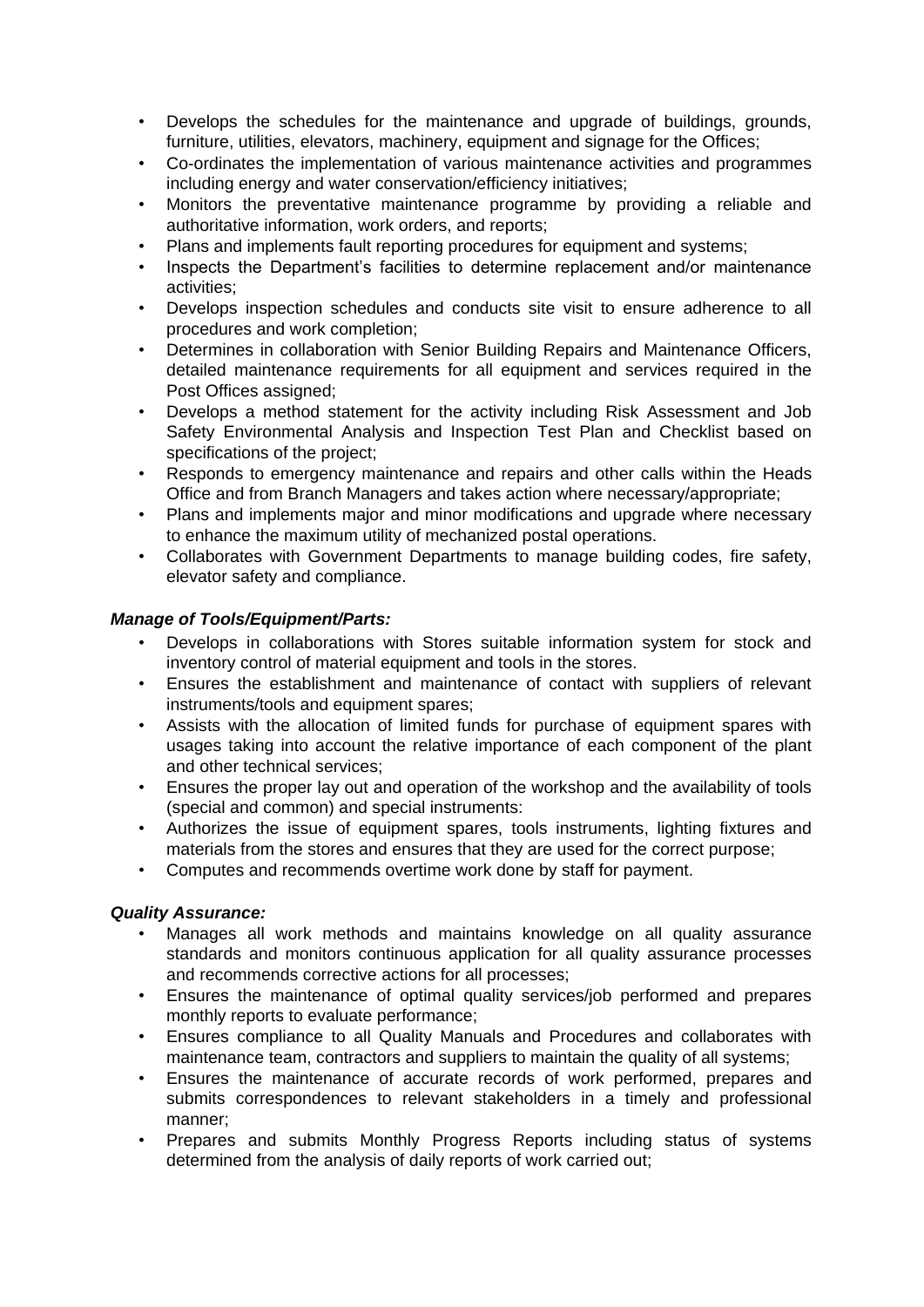- Develops the schedules for the maintenance and upgrade of buildings, grounds, furniture, utilities, elevators, machinery, equipment and signage for the Offices;
- Co-ordinates the implementation of various maintenance activities and programmes including energy and water conservation/efficiency initiatives;
- Monitors the preventative maintenance programme by providing a reliable and authoritative information, work orders, and reports;
- Plans and implements fault reporting procedures for equipment and systems;
- Inspects the Department's facilities to determine replacement and/or maintenance activities;
- Develops inspection schedules and conducts site visit to ensure adherence to all procedures and work completion;
- Determines in collaboration with Senior Building Repairs and Maintenance Officers, detailed maintenance requirements for all equipment and services required in the Post Offices assigned;
- Develops a method statement for the activity including Risk Assessment and Job Safety Environmental Analysis and Inspection Test Plan and Checklist based on specifications of the project;
- Responds to emergency maintenance and repairs and other calls within the Heads Office and from Branch Managers and takes action where necessary/appropriate;
- Plans and implements major and minor modifications and upgrade where necessary to enhance the maximum utility of mechanized postal operations.
- Collaborates with Government Departments to manage building codes, fire safety, elevator safety and compliance.

***Manage of Tools/Equipment/Parts:***

- Develops in collaborations with Stores suitable information system for stock and inventory control of material equipment and tools in the stores.
- Ensures the establishment and maintenance of contact with suppliers of relevant instruments/tools and equipment spares;
- Assists with the allocation of limited funds for purchase of equipment spares with usages taking into account the relative importance of each component of the plant and other technical services;
- Ensures the proper lay out and operation of the workshop and the availability of tools (special and common) and special instruments:
- Authorizes the issue of equipment spares, tools instruments, lighting fixtures and materials from the stores and ensures that they are used for the correct purpose;
- Computes and recommends overtime work done by staff for payment.

***Quality Assurance:***

- Manages all work methods and maintains knowledge on all quality assurance standards and monitors continuous application for all quality assurance processes and recommends corrective actions for all processes;
- Ensures the maintenance of optimal quality services/job performed and prepares monthly reports to evaluate performance;
- Ensures compliance to all Quality Manuals and Procedures and collaborates with maintenance team, contractors and suppliers to maintain the quality of all systems;
- Ensures the maintenance of accurate records of work performed, prepares and submits correspondences to relevant stakeholders in a timely and professional manner;
- Prepares and submits Monthly Progress Reports including status of systems determined from the analysis of daily reports of work carried out;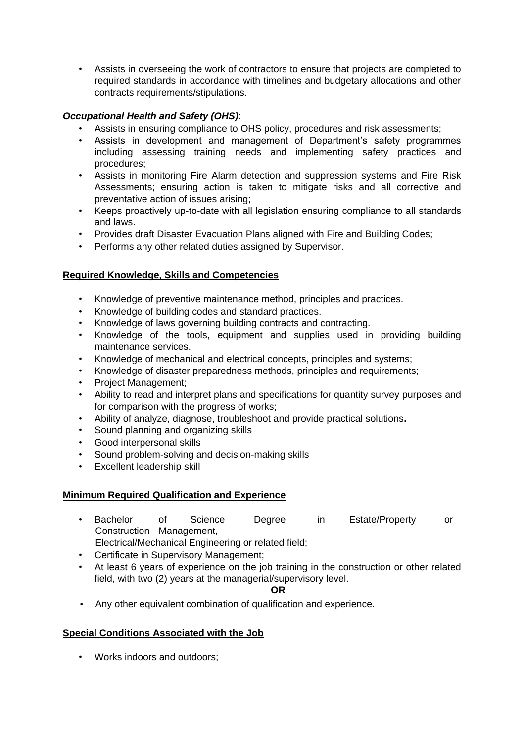- Assists in overseeing the work of contractors to ensure that projects are completed to required standards in accordance with timelines and budgetary allocations and other contracts requirements/stipulations.

***Occupational Health and Safety (OHS)***:

- Assists in ensuring compliance to OHS policy, procedures and risk assessments;
- Assists in development and management of Department's safety programmes including assessing training needs and implementing safety practices and procedures;
- Assists in monitoring Fire Alarm detection and suppression systems and Fire Risk Assessments; ensuring action is taken to mitigate risks and all corrective and preventative action of issues arising;
- Keeps proactively up-to-date with all legislation ensuring compliance to all standards and laws.
- Provides draft Disaster Evacuation Plans aligned with Fire and Building Codes;
- Performs any other related duties assigned by Supervisor.

## Required Knowledge, Skills and Competencies

- Knowledge of preventive maintenance method, principles and practices.
- Knowledge of building codes and standard practices.
- Knowledge of laws governing building contracts and contracting.
- Knowledge of the tools, equipment and supplies used in providing building maintenance services.
- Knowledge of mechanical and electrical concepts, principles and systems;
- Knowledge of disaster preparedness methods, principles and requirements;
- Project Management;
- Ability to read and interpret plans and specifications for quantity survey purposes and for comparison with the progress of works;
- Ability of analyze, diagnose, troubleshoot and provide practical solutions**.**
- Sound planning and organizing skills
- Good interpersonal skills
- Sound problem-solving and decision-making skills
- Excellent leadership skill

## Minimum Required Qualification and Experience

- Bachelor of Science Degree in Estate/Property or Construction Management, Electrical/Mechanical Engineering or related field;
- Certificate in Supervisory Management;
- At least 6 years of experience on the job training in the construction or other related field, with two (2) years at the managerial/supervisory level.

**OR**

- Any other equivalent combination of qualification and experience.

## Special Conditions Associated with the Job

- Works indoors and outdoors;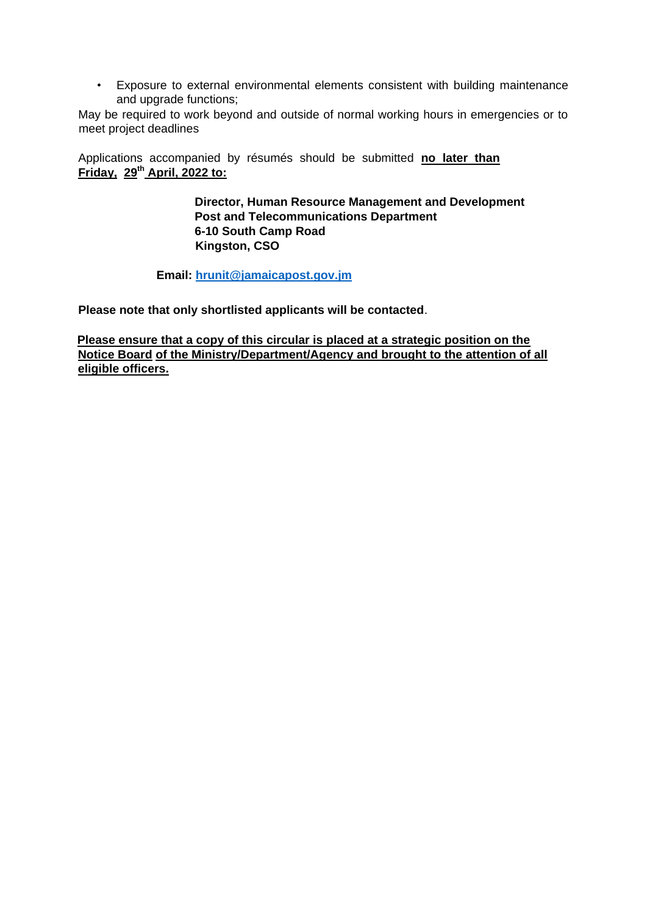- Exposure to external environmental elements consistent with building maintenance and upgrade functions;

May be required to work beyond and outside of normal working hours in emergencies or to meet project deadlines

Applications accompanied by résumés should be submitted **no later than Friday, 29th April, 2022 to:**

**Director, Human Resource Management and Development**
**Post and Telecommunications Department**
**6-10 South Camp Road**
**Kingston, CSO**

**Email: hrunit@jamaicapost.gov.jm**

**Please note that only shortlisted applicants will be contacted**.

**Please ensure that a copy of this circular is placed at a strategic position on the Notice Board of the Ministry/Department/Agency and brought to the attention of all eligible officers.**